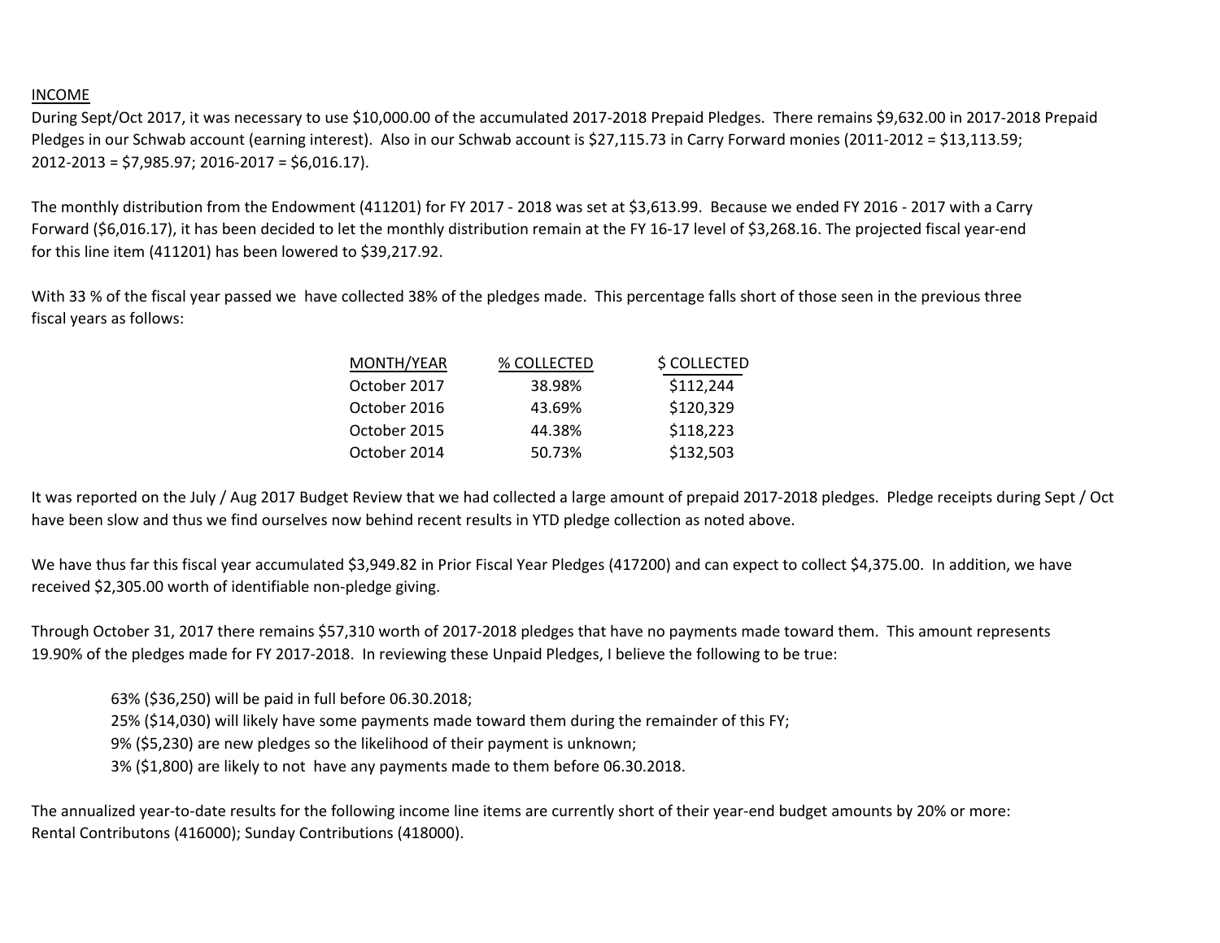INCOME

During Sept/Oct 2017, it was necessary to use $10,000.00 of the accumulated 2017-2018 Prepaid Pledges. There remains $9,632.00 in 2017-2018 Prepaid Pledges in our Schwab account (earning interest). Also in our Schwab account is $27,115.73 in Carry Forward monies (2011-2012 = $13,113.59; 2012-2013 = $7,985.97; 2016-2017 = $6,016.17).

The monthly distribution from the Endowment (411201) for FY 2017 - 2018 was set at $3,613.99. Because we ended FY 2016 - 2017 with a Carry Forward ($6,016.17), it has been decided to let the monthly distribution remain at the FY 16-17 level of $3,268.16. The projected fiscal year-end for this line item (411201) has been lowered to $39,217.92.

With 33 % of the fiscal year passed we have collected 38% of the pledges made. This percentage falls short of those seen in the previous three fiscal years as follows:

| MONTH/YEAR | % COLLECTED | $ COLLECTED |
|---|---|---|
| October 2017 | 38.98% | $112,244 |
| October 2016 | 43.69% | $120,329 |
| October 2015 | 44.38% | $118,223 |
| October 2014 | 50.73% | $132,503 |

It was reported on the July / Aug 2017 Budget Review that we had collected a large amount of prepaid 2017-2018 pledges. Pledge receipts during Sept / Oct have been slow and thus we find ourselves now behind recent results in YTD pledge collection as noted above.

We have thus far this fiscal year accumulated $3,949.82 in Prior Fiscal Year Pledges (417200) and can expect to collect $4,375.00. In addition, we have received $2,305.00 worth of identifiable non-pledge giving.

Through October 31, 2017 there remains $57,310 worth of 2017-2018 pledges that have no payments made toward them. This amount represents 19.90% of the pledges made for FY 2017-2018. In reviewing these Unpaid Pledges, I believe the following to be true:

- 63% ($36,250) will be paid in full before 06.30.2018;
- 25% ($14,030) will likely have some payments made toward them during the remainder of this FY;
- 9% ($5,230) are new pledges so the likelihood of their payment is unknown;
- 3% ($1,800) are likely to not have any payments made to them before 06.30.2018.

The annualized year-to-date results for the following income line items are currently short of their year-end budget amounts by 20% or more: Rental Contributons (416000); Sunday Contributions (418000).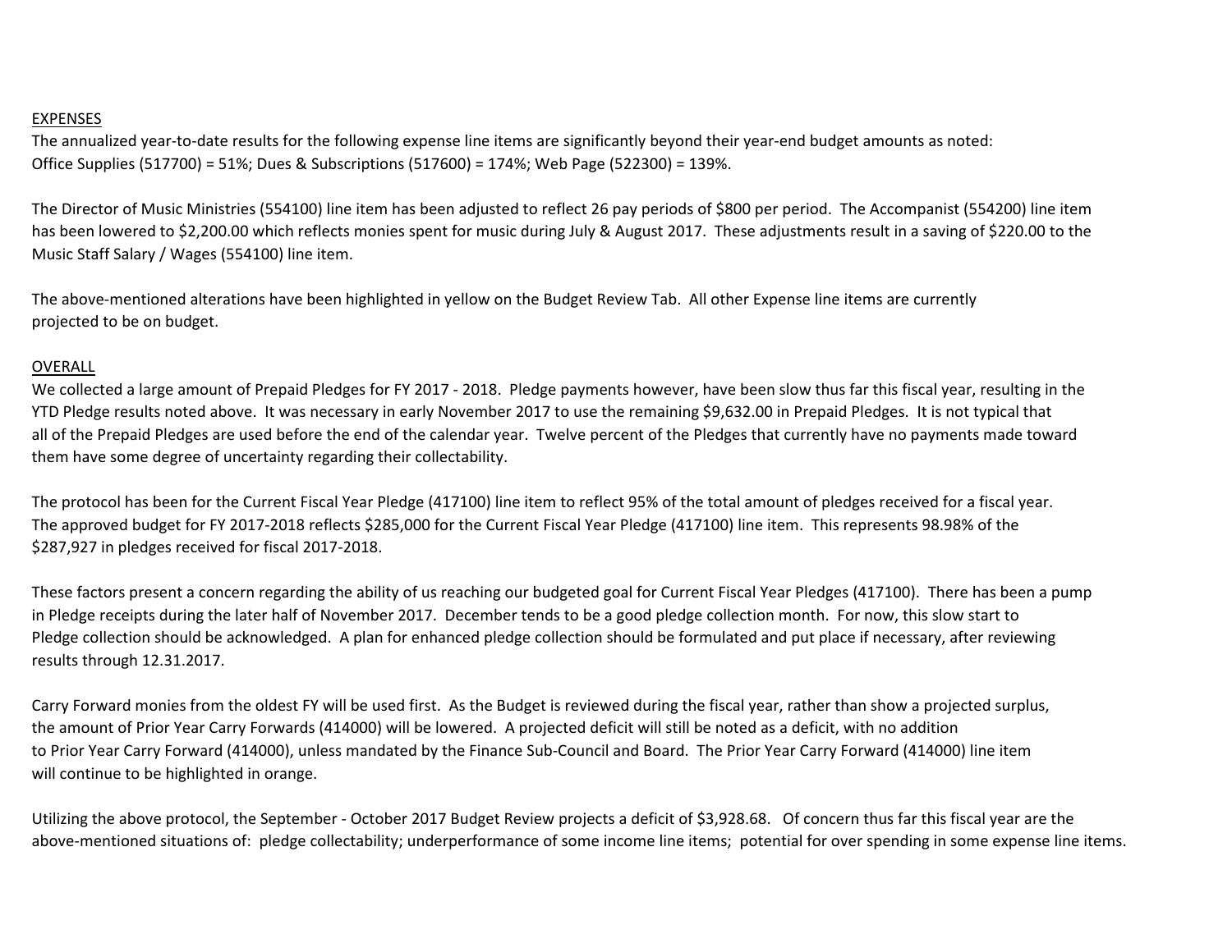EXPENSES

The annualized year-to-date results for the following expense line items are significantly beyond their year-end budget amounts as noted:
Office Supplies (517700) = 51%; Dues & Subscriptions (517600) = 174%; Web Page (522300) = 139%.

The Director of Music Ministries (554100) line item has been adjusted to reflect 26 pay periods of $800 per period. The Accompanist (554200) line item has been lowered to $2,200.00 which reflects monies spent for music during July & August 2017. These adjustments result in a saving of $220.00 to the Music Staff Salary / Wages (554100) line item.

The above-mentioned alterations have been highlighted in yellow on the Budget Review Tab. All other Expense line items are currently projected to be on budget.

OVERALL

We collected a large amount of Prepaid Pledges for FY 2017 - 2018. Pledge payments however, have been slow thus far this fiscal year, resulting in the YTD Pledge results noted above. It was necessary in early November 2017 to use the remaining $9,632.00 in Prepaid Pledges. It is not typical that all of the Prepaid Pledges are used before the end of the calendar year. Twelve percent of the Pledges that currently have no payments made toward them have some degree of uncertainty regarding their collectability.

The protocol has been for the Current Fiscal Year Pledge (417100) line item to reflect 95% of the total amount of pledges received for a fiscal year. The approved budget for FY 2017-2018 reflects $285,000 for the Current Fiscal Year Pledge (417100) line item. This represents 98.98% of the $287,927 in pledges received for fiscal 2017-2018.

These factors present a concern regarding the ability of us reaching our budgeted goal for Current Fiscal Year Pledges (417100). There has been a pump in Pledge receipts during the later half of November 2017. December tends to be a good pledge collection month. For now, this slow start to Pledge collection should be acknowledged. A plan for enhanced pledge collection should be formulated and put place if necessary, after reviewing results through 12.31.2017.

Carry Forward monies from the oldest FY will be used first. As the Budget is reviewed during the fiscal year, rather than show a projected surplus, the amount of Prior Year Carry Forwards (414000) will be lowered. A projected deficit will still be noted as a deficit, with no addition to Prior Year Carry Forward (414000), unless mandated by the Finance Sub-Council and Board. The Prior Year Carry Forward (414000) line item will continue to be highlighted in orange.

Utilizing the above protocol, the September - October 2017 Budget Review projects a deficit of $3,928.68. Of concern thus far this fiscal year are the above-mentioned situations of: pledge collectability; underperformance of some income line items; potential for over spending in some expense line items.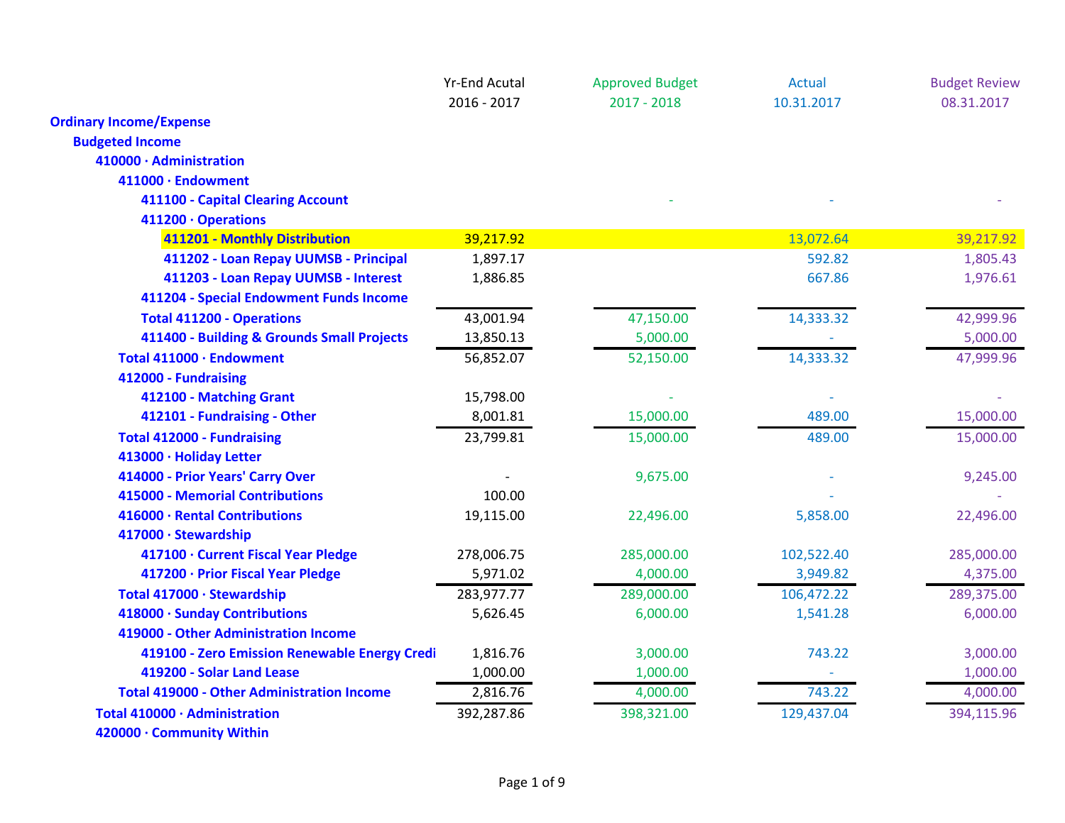| | Yr-End Acutal 2016 - 2017 | Approved Budget 2017 - 2018 | Actual 10.31.2017 | Budget Review 08.31.2017 |
|---|---|---|---|---|
| **Ordinary Income/Expense** | | | | |
| **Budgeted Income** | | | | |
| **410000 · Administration** | | | | |
| **411000 · Endowment** | | | | |
| **411100 - Capital Clearing Account** | | - | - | - |
| **411200 · Operations** | | | | |
| **411201 - Monthly Distribution** | 39,217.92 | | 13,072.64 | 39,217.92 |
| **411202 - Loan Repay UUMSB - Principal** | 1,897.17 | | 592.82 | 1,805.43 |
| **411203 - Loan Repay UUMSB - Interest** | 1,886.85 | | 667.86 | 1,976.61 |
| **411204 - Special Endowment Funds Income** | | | | |
| **Total 411200 - Operations** | 43,001.94 | 47,150.00 | 14,333.32 | 42,999.96 |
| **411400 - Building & Grounds Small Projects** | 13,850.13 | 5,000.00 | - | 5,000.00 |
| **Total 411000 · Endowment** | 56,852.07 | 52,150.00 | 14,333.32 | 47,999.96 |
| **412000 - Fundraising** | | | | |
| **412100 - Matching Grant** | 15,798.00 | - | - | - |
| **412101 - Fundraising - Other** | 8,001.81 | 15,000.00 | 489.00 | 15,000.00 |
| **Total 412000 - Fundraising** | 23,799.81 | 15,000.00 | 489.00 | 15,000.00 |
| **413000 · Holiday Letter** | | | | |
| **414000 - Prior Years' Carry Over** | - | 9,675.00 | - | 9,245.00 |
| **415000 - Memorial Contributions** | 100.00 | | - | - |
| **416000 · Rental Contributions** | 19,115.00 | 22,496.00 | 5,858.00 | 22,496.00 |
| **417000 · Stewardship** | | | | |
| **417100 · Current Fiscal Year Pledge** | 278,006.75 | 285,000.00 | 102,522.40 | 285,000.00 |
| **417200 · Prior Fiscal Year Pledge** | 5,971.02 | 4,000.00 | 3,949.82 | 4,375.00 |
| **Total 417000 · Stewardship** | 283,977.77 | 289,000.00 | 106,472.22 | 289,375.00 |
| **418000 · Sunday Contributions** | 5,626.45 | 6,000.00 | 1,541.28 | 6,000.00 |
| **419000 - Other Administration Income** | | | | |
| **419100 - Zero Emission Renewable Energy Credi** | 1,816.76 | 3,000.00 | 743.22 | 3,000.00 |
| **419200 - Solar Land Lease** | 1,000.00 | 1,000.00 | - | 1,000.00 |
| **Total 419000 - Other Administration Income** | 2,816.76 | 4,000.00 | 743.22 | 4,000.00 |
| **Total 410000 · Administration** | 392,287.86 | 398,321.00 | 129,437.04 | 394,115.96 |
| **420000 · Community Within** | | | | |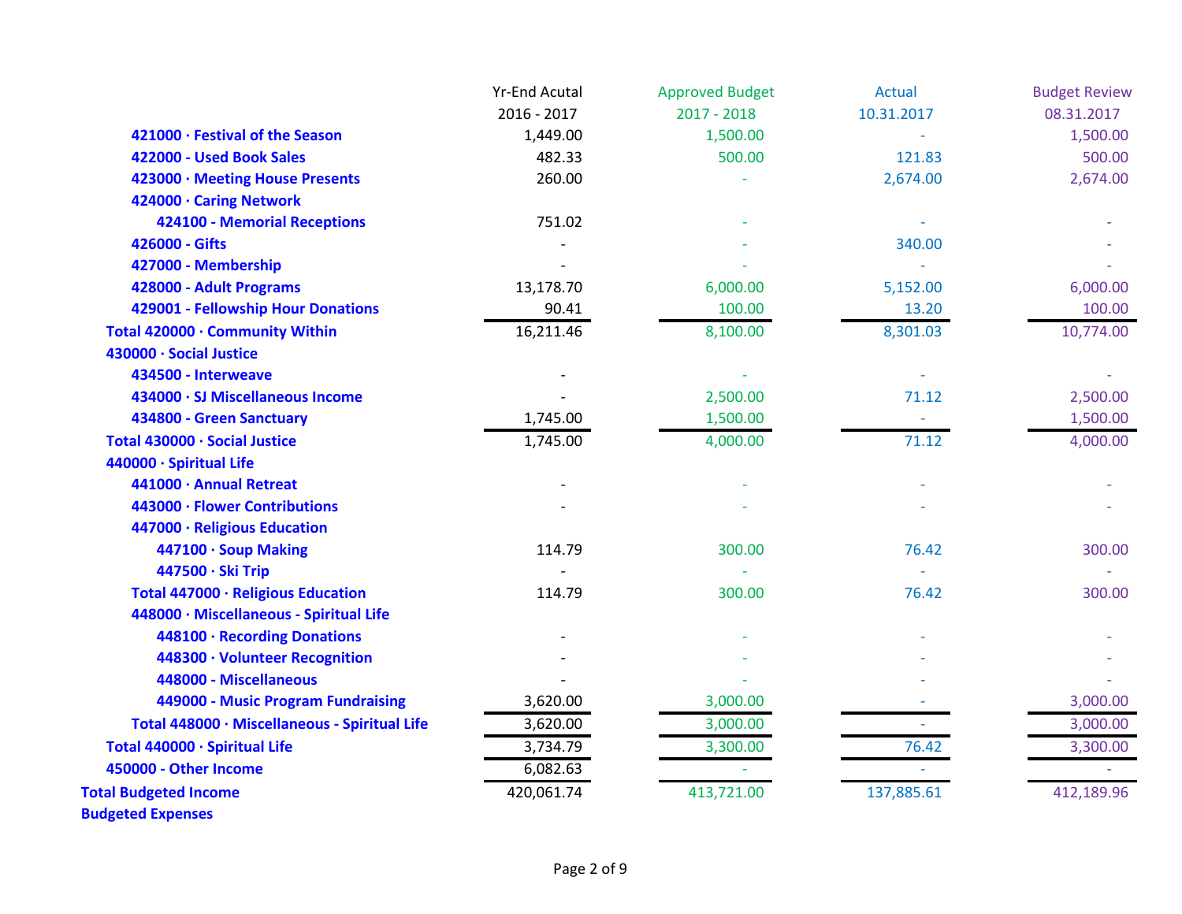| | Yr-End Acutal 2016 - 2017 | Approved Budget 2017 - 2018 | Actual 10.31.2017 | Budget Review 08.31.2017 |
|---|---|---|---|---|
| 421000 · Festival of the Season | 1,449.00 | 1,500.00 | - | 1,500.00 |
| 422000 - Used Book Sales | 482.33 | 500.00 | 121.83 | 500.00 |
| 423000 · Meeting House Presents | 260.00 | - | 2,674.00 | 2,674.00 |
| 424000 · Caring Network | | | | |
| 424100 - Memorial Receptions | 751.02 | - | - | - |
| 426000 - Gifts | - | - | 340.00 | - |
| 427000 - Membership | - | - | - | - |
| 428000 - Adult Programs | 13,178.70 | 6,000.00 | 5,152.00 | 6,000.00 |
| 429001 - Fellowship Hour Donations | 90.41 | 100.00 | 13.20 | 100.00 |
| Total 420000 · Community Within | 16,211.46 | 8,100.00 | 8,301.03 | 10,774.00 |
| 430000 · Social Justice | | | | |
| 434500 - Interweave | - | - | - | - |
| 434000 · SJ Miscellaneous Income | - | 2,500.00 | 71.12 | 2,500.00 |
| 434800 - Green Sanctuary | 1,745.00 | 1,500.00 | - | 1,500.00 |
| Total 430000 · Social Justice | 1,745.00 | 4,000.00 | 71.12 | 4,000.00 |
| 440000 · Spiritual Life | | | | |
| 441000 · Annual Retreat | - | - | - | - |
| 443000 · Flower Contributions | - | - | - | - |
| 447000 · Religious Education | | | | |
| 447100 · Soup Making | 114.79 | 300.00 | 76.42 | 300.00 |
| 447500 · Ski Trip | - | - | - | - |
| Total 447000 · Religious Education | 114.79 | 300.00 | 76.42 | 300.00 |
| 448000 · Miscellaneous - Spiritual Life | | | | |
| 448100 · Recording Donations | - | - | - | - |
| 448300 · Volunteer Recognition | - | - | - | - |
| 448000 - Miscellaneous | - | - | - | - |
| 449000 - Music Program Fundraising | 3,620.00 | 3,000.00 | - | 3,000.00 |
| Total 448000 · Miscellaneous - Spiritual Life | 3,620.00 | 3,000.00 | - | 3,000.00 |
| Total 440000 · Spiritual Life | 3,734.79 | 3,300.00 | 76.42 | 3,300.00 |
| 450000 - Other Income | 6,082.63 | - | - | - |
| **Total Budgeted Income** | 420,061.74 | 413,721.00 | 137,885.61 | 412,189.96 |
| **Budgeted Expenses** | | | | |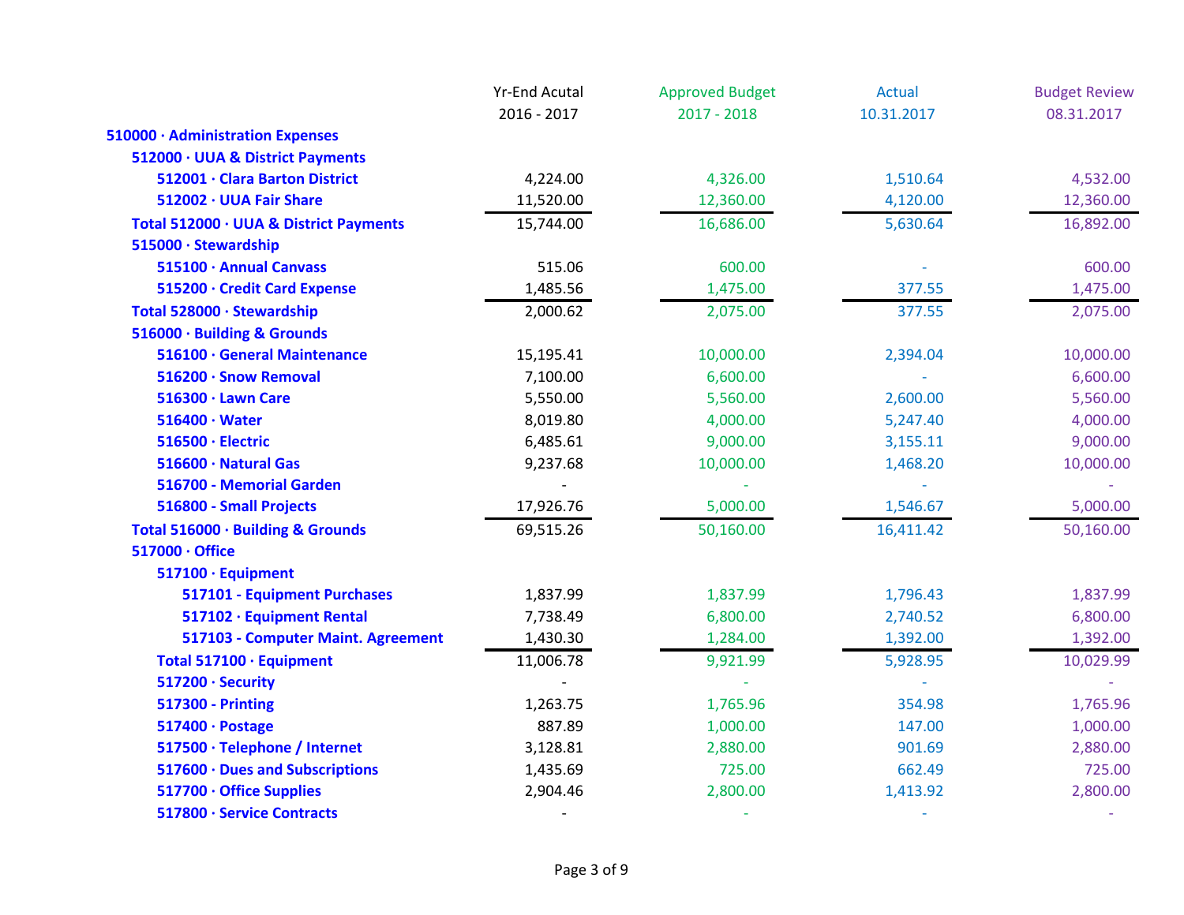| | Yr-End Acutal 2016 - 2017 | Approved Budget 2017 - 2018 | Actual 10.31.2017 | Budget Review 08.31.2017 |
|---|---|---|---|---|
| **510000 · Administration Expenses** | | | | |
| **512000 · UUA & District Payments** | | | | |
| **512001 · Clara Barton District** | 4,224.00 | 4,326.00 | 1,510.64 | 4,532.00 |
| **512002 · UUA Fair Share** | 11,520.00 | 12,360.00 | 4,120.00 | 12,360.00 |
| **Total 512000 · UUA & District Payments** | 15,744.00 | 16,686.00 | 5,630.64 | 16,892.00 |
| **515000 · Stewardship** | | | | |
| **515100 · Annual Canvass** | 515.06 | 600.00 | - | 600.00 |
| **515200 · Credit Card Expense** | 1,485.56 | 1,475.00 | 377.55 | 1,475.00 |
| **Total 528000 · Stewardship** | 2,000.62 | 2,075.00 | 377.55 | 2,075.00 |
| **516000 · Building & Grounds** | | | | |
| **516100 · General Maintenance** | 15,195.41 | 10,000.00 | 2,394.04 | 10,000.00 |
| **516200 · Snow Removal** | 7,100.00 | 6,600.00 | - | 6,600.00 |
| **516300 · Lawn Care** | 5,550.00 | 5,560.00 | 2,600.00 | 5,560.00 |
| **516400 · Water** | 8,019.80 | 4,000.00 | 5,247.40 | 4,000.00 |
| **516500 · Electric** | 6,485.61 | 9,000.00 | 3,155.11 | 9,000.00 |
| **516600 · Natural Gas** | 9,237.68 | 10,000.00 | 1,468.20 | 10,000.00 |
| **516700 - Memorial Garden** | - | - | - | - |
| **516800 - Small Projects** | 17,926.76 | 5,000.00 | 1,546.67 | 5,000.00 |
| **Total 516000 · Building & Grounds** | 69,515.26 | 50,160.00 | 16,411.42 | 50,160.00 |
| **517000 · Office** | | | | |
| **517100 · Equipment** | | | | |
| **517101 - Equipment Purchases** | 1,837.99 | 1,837.99 | 1,796.43 | 1,837.99 |
| **517102 · Equipment Rental** | 7,738.49 | 6,800.00 | 2,740.52 | 6,800.00 |
| **517103 - Computer Maint. Agreement** | 1,430.30 | 1,284.00 | 1,392.00 | 1,392.00 |
| **Total 517100 · Equipment** | 11,006.78 | 9,921.99 | 5,928.95 | 10,029.99 |
| **517200 · Security** | - | - | - | - |
| **517300 - Printing** | 1,263.75 | 1,765.96 | 354.98 | 1,765.96 |
| **517400 · Postage** | 887.89 | 1,000.00 | 147.00 | 1,000.00 |
| **517500 · Telephone / Internet** | 3,128.81 | 2,880.00 | 901.69 | 2,880.00 |
| **517600 · Dues and Subscriptions** | 1,435.69 | 725.00 | 662.49 | 725.00 |
| **517700 · Office Supplies** | 2,904.46 | 2,800.00 | 1,413.92 | 2,800.00 |
| **517800 · Service Contracts** | - | - | - | - |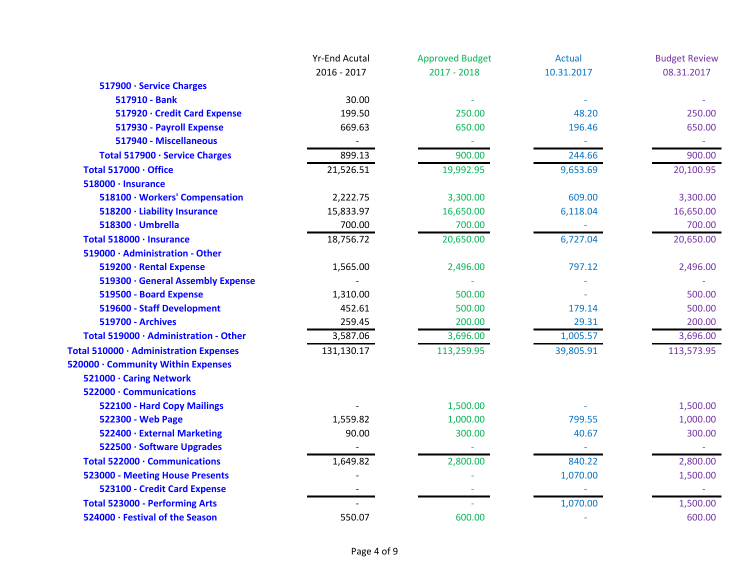| | Yr-End Acutal 2016 - 2017 | Approved Budget 2017 - 2018 | Actual 10.31.2017 | Budget Review 08.31.2017 |
|---|---|---|---|---|
| 517900 · Service Charges | | | | |
| 517910 - Bank | 30.00 | - | - | - |
| 517920 · Credit Card Expense | 199.50 | 250.00 | 48.20 | 250.00 |
| 517930 - Payroll Expense | 669.63 | 650.00 | 196.46 | 650.00 |
| 517940 - Miscellaneous | - | - | - | - |
| Total 517900 · Service Charges | 899.13 | 900.00 | 244.66 | 900.00 |
| Total 517000 · Office | 21,526.51 | 19,992.95 | 9,653.69 | 20,100.95 |
| 518000 · Insurance | | | | |
| 518100 · Workers' Compensation | 2,222.75 | 3,300.00 | 609.00 | 3,300.00 |
| 518200 · Liability Insurance | 15,833.97 | 16,650.00 | 6,118.04 | 16,650.00 |
| 518300 · Umbrella | 700.00 | 700.00 | - | 700.00 |
| Total 518000 · Insurance | 18,756.72 | 20,650.00 | 6,727.04 | 20,650.00 |
| 519000 · Administration - Other | | | | |
| 519200 · Rental Expense | 1,565.00 | 2,496.00 | 797.12 | 2,496.00 |
| 519300 · General Assembly Expense | - | - | - | - |
| 519500 - Board Expense | 1,310.00 | 500.00 | - | 500.00 |
| 519600 - Staff Development | 452.61 | 500.00 | 179.14 | 500.00 |
| 519700 - Archives | 259.45 | 200.00 | 29.31 | 200.00 |
| Total 519000 · Administration - Other | 3,587.06 | 3,696.00 | 1,005.57 | 3,696.00 |
| Total 510000 · Administration Expenses | 131,130.17 | 113,259.95 | 39,805.91 | 113,573.95 |
| 520000 · Community Within Expenses | | | | |
| 521000 · Caring Network | | | | |
| 522000 · Communications | | | | |
| 522100 - Hard Copy Mailings | - | 1,500.00 | - | 1,500.00 |
| 522300 - Web Page | 1,559.82 | 1,000.00 | 799.55 | 1,000.00 |
| 522400 · External Marketing | 90.00 | 300.00 | 40.67 | 300.00 |
| 522500 · Software Upgrades | - | - | - | - |
| Total 522000 · Communications | 1,649.82 | 2,800.00 | 840.22 | 2,800.00 |
| 523000 - Meeting House Presents | - | - | 1,070.00 | 1,500.00 |
| 523100 - Credit Card Expense | - | - | - | - |
| Total 523000 - Performing Arts | - | - | 1,070.00 | 1,500.00 |
| 524000 · Festival of the Season | 550.07 | 600.00 | - | 600.00 |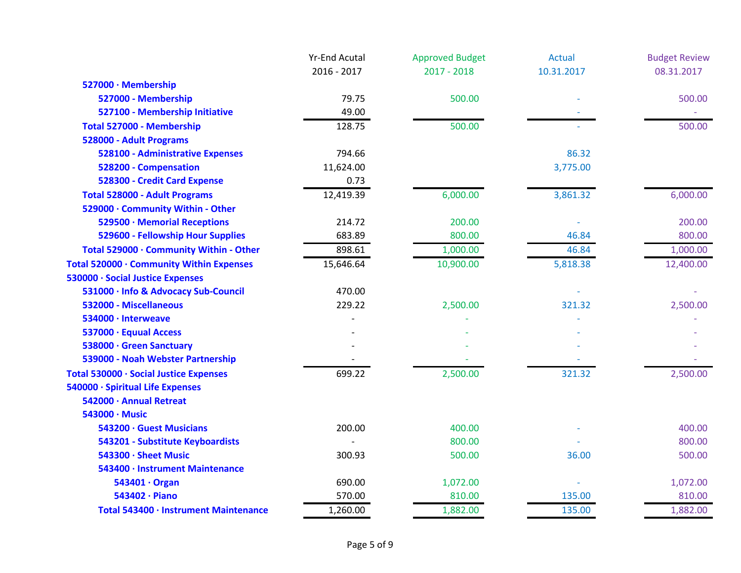| | Yr-End Acutal 2016 - 2017 | Approved Budget 2017 - 2018 | Actual 10.31.2017 | Budget Review 08.31.2017 |
|---|---|---|---|---|
| 527000 · Membership | | | | |
| 527000 - Membership | 79.75 | 500.00 | - | 500.00 |
| 527100 - Membership Initiative | 49.00 | | - | - |
| Total 527000 - Membership | 128.75 | 500.00 | - | 500.00 |
| 528000 - Adult Programs | | | | |
| 528100 - Administrative Expenses | 794.66 | | 86.32 | |
| 528200 - Compensation | 11,624.00 | | 3,775.00 | |
| 528300 - Credit Card Expense | 0.73 | | | |
| Total 528000 - Adult Programs | 12,419.39 | 6,000.00 | 3,861.32 | 6,000.00 |
| 529000 · Community Within - Other | | | | |
| 529500 · Memorial Receptions | 214.72 | 200.00 | - | 200.00 |
| 529600 - Fellowship Hour Supplies | 683.89 | 800.00 | 46.84 | 800.00 |
| Total 529000 · Community Within - Other | 898.61 | 1,000.00 | 46.84 | 1,000.00 |
| Total 520000 · Community Within Expenses | 15,646.64 | 10,900.00 | 5,818.38 | 12,400.00 |
| 530000 · Social Justice Expenses | | | | |
| 531000 · Info & Advocacy Sub-Council | 470.00 | | - | - |
| 532000 - Miscellaneous | 229.22 | 2,500.00 | 321.32 | 2,500.00 |
| 534000 · Interweave | - | - | - | - |
| 537000 · Equual Access | - | - | - | - |
| 538000 · Green Sanctuary | - | - | - | - |
| 539000 - Noah Webster Partnership | - | - | - | - |
| Total 530000 · Social Justice Expenses | 699.22 | 2,500.00 | 321.32 | 2,500.00 |
| 540000 · Spiritual Life Expenses | | | | |
| 542000 · Annual Retreat | | | | |
| 543000 · Music | | | | |
| 543200 · Guest Musicians | 200.00 | 400.00 | - | 400.00 |
| 543201 - Substitute Keyboardists | - | 800.00 | - | 800.00 |
| 543300 · Sheet Music | 300.93 | 500.00 | 36.00 | 500.00 |
| 543400 · Instrument Maintenance | | | | |
| 543401 · Organ | 690.00 | 1,072.00 | - | 1,072.00 |
| 543402 · Piano | 570.00 | 810.00 | 135.00 | 810.00 |
| Total 543400 · Instrument Maintenance | 1,260.00 | 1,882.00 | 135.00 | 1,882.00 |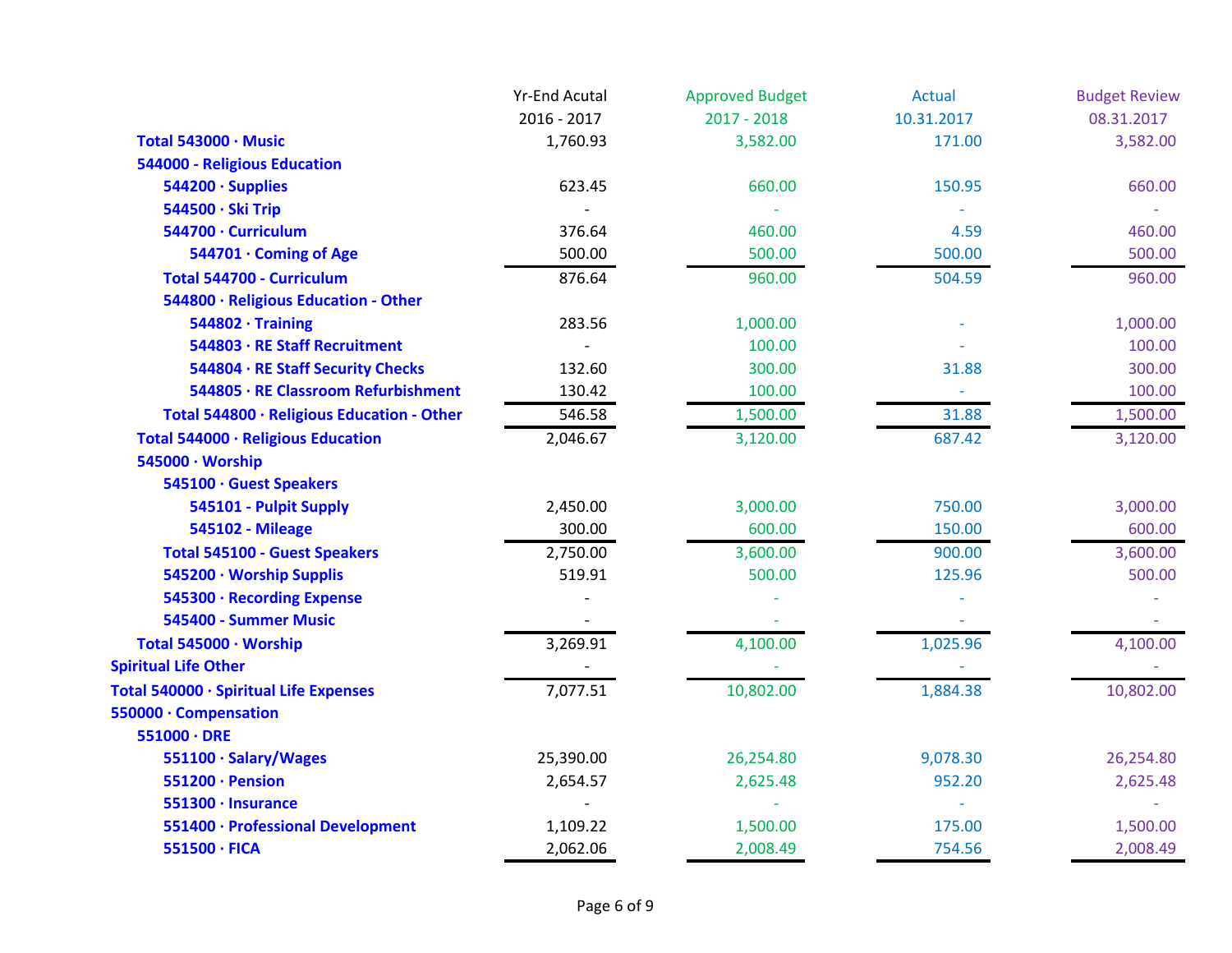| | Yr-End Acutal 2016 - 2017 | Approved Budget 2017 - 2018 | Actual 10.31.2017 | Budget Review 08.31.2017 |
|---|---|---|---|---|
| **Total 543000 · Music** | 1,760.93 | 3,582.00 | 171.00 | 3,582.00 |
| **544000 - Religious Education** | | | | |
| **544200 · Supplies** | 623.45 | 660.00 | 150.95 | 660.00 |
| **544500 · Ski Trip** | - | - | - | - |
| **544700 · Curriculum** | 376.64 | 460.00 | 4.59 | 460.00 |
| **544701 · Coming of Age** | 500.00 | 500.00 | 500.00 | 500.00 |
| **Total 544700 - Curriculum** | 876.64 | 960.00 | 504.59 | 960.00 |
| **544800 · Religious Education - Other** | | | | |
| **544802 · Training** | 283.56 | 1,000.00 | - | 1,000.00 |
| **544803 · RE Staff Recruitment** | - | 100.00 | - | 100.00 |
| **544804 · RE Staff Security Checks** | 132.60 | 300.00 | 31.88 | 300.00 |
| **544805 · RE Classroom Refurbishment** | 130.42 | 100.00 | - | 100.00 |
| **Total 544800 · Religious Education - Other** | 546.58 | 1,500.00 | 31.88 | 1,500.00 |
| **Total 544000 · Religious Education** | 2,046.67 | 3,120.00 | 687.42 | 3,120.00 |
| **545000 · Worship** | | | | |
| **545100 · Guest Speakers** | | | | |
| **545101 - Pulpit Supply** | 2,450.00 | 3,000.00 | 750.00 | 3,000.00 |
| **545102 - Mileage** | 300.00 | 600.00 | 150.00 | 600.00 |
| **Total 545100 - Guest Speakers** | 2,750.00 | 3,600.00 | 900.00 | 3,600.00 |
| **545200 · Worship Supplis** | 519.91 | 500.00 | 125.96 | 500.00 |
| **545300 · Recording Expense** | - | - | - | - |
| **545400 - Summer Music** | - | - | - | - |
| **Total 545000 · Worship** | 3,269.91 | 4,100.00 | 1,025.96 | 4,100.00 |
| **Spiritual Life Other** | - | - | - | - |
| **Total 540000 · Spiritual Life Expenses** | 7,077.51 | 10,802.00 | 1,884.38 | 10,802.00 |
| **550000 · Compensation** | | | | |
| **551000 · DRE** | | | | |
| **551100 · Salary/Wages** | 25,390.00 | 26,254.80 | 9,078.30 | 26,254.80 |
| **551200 · Pension** | 2,654.57 | 2,625.48 | 952.20 | 2,625.48 |
| **551300 · Insurance** | - | - | - | - |
| **551400 · Professional Development** | 1,109.22 | 1,500.00 | 175.00 | 1,500.00 |
| **551500 · FICA** | 2,062.06 | 2,008.49 | 754.56 | 2,008.49 |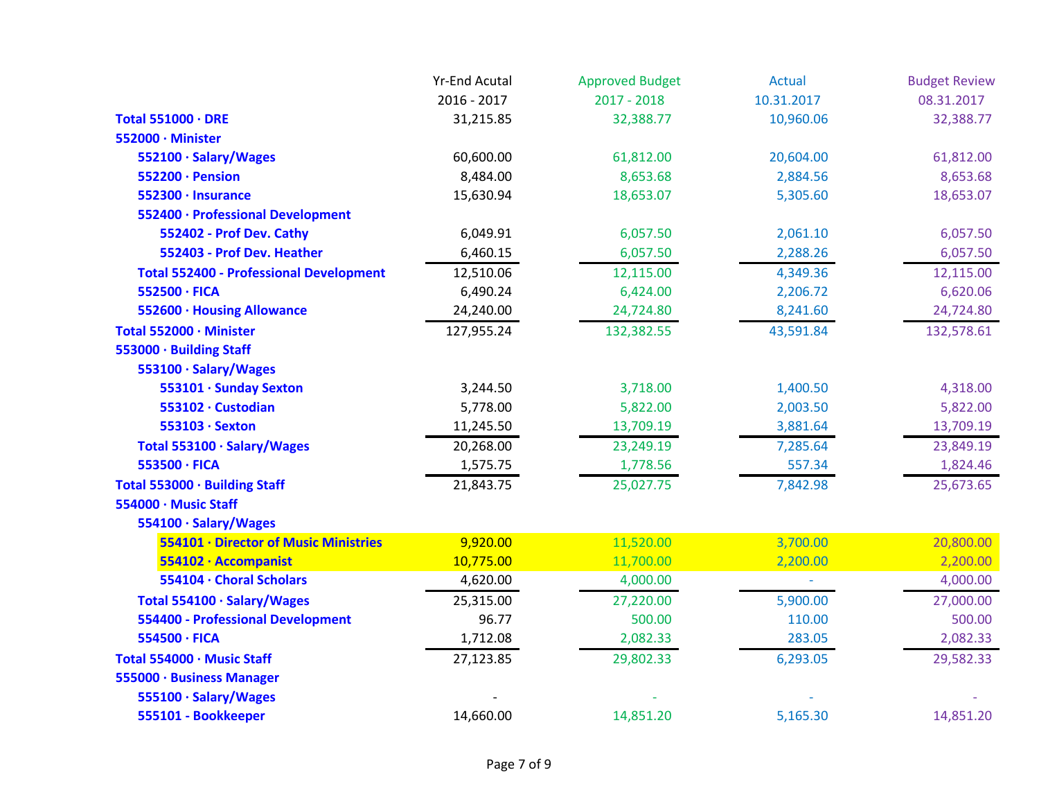| | Yr-End Acutal 2016 - 2017 | Approved Budget 2017 - 2018 | Actual 10.31.2017 | Budget Review 08.31.2017 |
|---|---|---|---|---|
| **Total 551000 · DRE** | 31,215.85 | 32,388.77 | 10,960.06 | 32,388.77 |
| **552000 · Minister** | | | | |
| **552100 · Salary/Wages** | 60,600.00 | 61,812.00 | 20,604.00 | 61,812.00 |
| **552200 · Pension** | 8,484.00 | 8,653.68 | 2,884.56 | 8,653.68 |
| **552300 · Insurance** | 15,630.94 | 18,653.07 | 5,305.60 | 18,653.07 |
| **552400 · Professional Development** | | | | |
| **552402 - Prof Dev. Cathy** | 6,049.91 | 6,057.50 | 2,061.10 | 6,057.50 |
| **552403 - Prof Dev. Heather** | 6,460.15 | 6,057.50 | 2,288.26 | 6,057.50 |
| **Total 552400 - Professional Development** | 12,510.06 | 12,115.00 | 4,349.36 | 12,115.00 |
| **552500 · FICA** | 6,490.24 | 6,424.00 | 2,206.72 | 6,620.06 |
| **552600 · Housing Allowance** | 24,240.00 | 24,724.80 | 8,241.60 | 24,724.80 |
| **Total 552000 · Minister** | 127,955.24 | 132,382.55 | 43,591.84 | 132,578.61 |
| **553000 · Building Staff** | | | | |
| **553100 · Salary/Wages** | | | | |
| **553101 · Sunday Sexton** | 3,244.50 | 3,718.00 | 1,400.50 | 4,318.00 |
| **553102 · Custodian** | 5,778.00 | 5,822.00 | 2,003.50 | 5,822.00 |
| **553103 · Sexton** | 11,245.50 | 13,709.19 | 3,881.64 | 13,709.19 |
| **Total 553100 · Salary/Wages** | 20,268.00 | 23,249.19 | 7,285.64 | 23,849.19 |
| **553500 · FICA** | 1,575.75 | 1,778.56 | 557.34 | 1,824.46 |
| **Total 553000 · Building Staff** | 21,843.75 | 25,027.75 | 7,842.98 | 25,673.65 |
| **554000 · Music Staff** | | | | |
| **554100 · Salary/Wages** | | | | |
| **554101 · Director of Music Ministries** | 9,920.00 | 11,520.00 | 3,700.00 | 20,800.00 |
| **554102 · Accompanist** | 10,775.00 | 11,700.00 | 2,200.00 | 2,200.00 |
| **554104 · Choral Scholars** | 4,620.00 | 4,000.00 | - | 4,000.00 |
| **Total 554100 · Salary/Wages** | 25,315.00 | 27,220.00 | 5,900.00 | 27,000.00 |
| **554400 - Professional Development** | 96.77 | 500.00 | 110.00 | 500.00 |
| **554500 · FICA** | 1,712.08 | 2,082.33 | 283.05 | 2,082.33 |
| **Total 554000 · Music Staff** | 27,123.85 | 29,802.33 | 6,293.05 | 29,582.33 |
| **555000 · Business Manager** | | | | |
| **555100 · Salary/Wages** | - | - | - | - |
| **555101 - Bookkeeper** | 14,660.00 | 14,851.20 | 5,165.30 | 14,851.20 |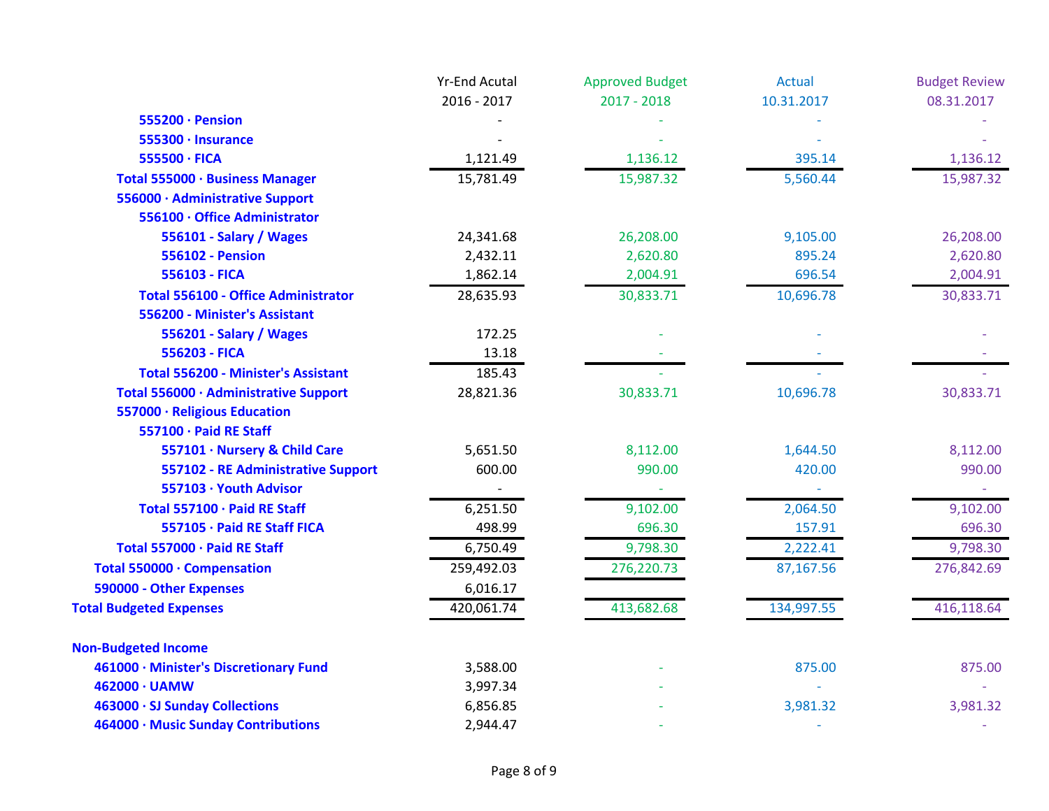| | Yr-End Acutal 2016 - 2017 | Approved Budget 2017 - 2018 | Actual 10.31.2017 | Budget Review 08.31.2017 |
|---|---|---|---|---|
| **555200 · Pension** | - | - | - | - |
| **555300 · Insurance** | - | - | - | - |
| **555500 · FICA** | 1,121.49 | 1,136.12 | 395.14 | 1,136.12 |
| **Total 555000 · Business Manager** | 15,781.49 | 15,987.32 | 5,560.44 | 15,987.32 |
| **556000 · Administrative Support** | | | | |
| **556100 · Office Administrator** | | | | |
| **556101 - Salary / Wages** | 24,341.68 | 26,208.00 | 9,105.00 | 26,208.00 |
| **556102 - Pension** | 2,432.11 | 2,620.80 | 895.24 | 2,620.80 |
| **556103 - FICA** | 1,862.14 | 2,004.91 | 696.54 | 2,004.91 |
| **Total 556100 - Office Administrator** | 28,635.93 | 30,833.71 | 10,696.78 | 30,833.71 |
| **556200 - Minister's Assistant** | | | | |
| **556201 - Salary / Wages** | 172.25 | - | - | - |
| **556203 - FICA** | 13.18 | - | - | - |
| **Total 556200 - Minister's Assistant** | 185.43 | - | - | - |
| **Total 556000 · Administrative Support** | 28,821.36 | 30,833.71 | 10,696.78 | 30,833.71 |
| **557000 · Religious Education** | | | | |
| **557100 · Paid RE Staff** | | | | |
| **557101 · Nursery & Child Care** | 5,651.50 | 8,112.00 | 1,644.50 | 8,112.00 |
| **557102 - RE Administrative Support** | 600.00 | 990.00 | 420.00 | 990.00 |
| **557103 · Youth Advisor** | - | - | - | - |
| **Total 557100 · Paid RE Staff** | 6,251.50 | 9,102.00 | 2,064.50 | 9,102.00 |
| **557105 · Paid RE Staff FICA** | 498.99 | 696.30 | 157.91 | 696.30 |
| **Total 557000 · Paid RE Staff** | 6,750.49 | 9,798.30 | 2,222.41 | 9,798.30 |
| **Total 550000 · Compensation** | 259,492.03 | 276,220.73 | 87,167.56 | 276,842.69 |
| **590000 - Other Expenses** | 6,016.17 | | | |
| **Total Budgeted Expenses** | 420,061.74 | 413,682.68 | 134,997.55 | 416,118.64 |
| | | | | |
| **Non-Budgeted Income** | | | | |
| **461000 · Minister's Discretionary Fund** | 3,588.00 | - | 875.00 | 875.00 |
| **462000 · UAMW** | 3,997.34 | - | - | - |
| **463000 · SJ Sunday Collections** | 6,856.85 | - | 3,981.32 | 3,981.32 |
| **464000 · Music Sunday Contributions** | 2,944.47 | - | - | - |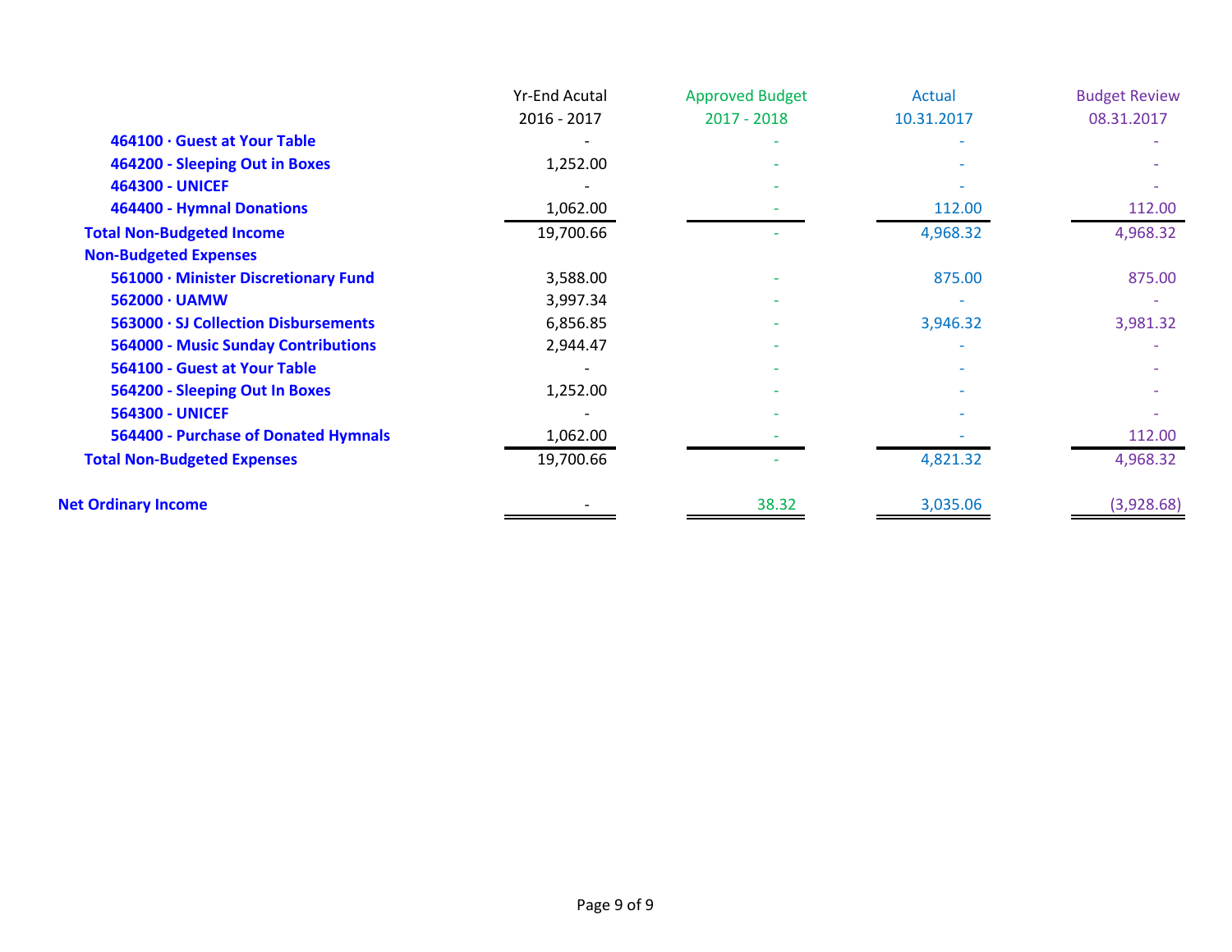| | Yr-End Acutal 2016 - 2017 | Approved Budget 2017 - 2018 | Actual 10.31.2017 | Budget Review 08.31.2017 |
|---|---|---|---|---|
| **464100 · Guest at Your Table** | - | - | - | - |
| **464200 - Sleeping Out in Boxes** | 1,252.00 | - | - | - |
| **464300 - UNICEF** | - | - | - | - |
| **464400 - Hymnal Donations** | 1,062.00 | - | 112.00 | 112.00 |
| **Total Non-Budgeted Income** | 19,700.66 | - | 4,968.32 | 4,968.32 |
| **Non-Budgeted Expenses** | | | | |
| **561000 · Minister Discretionary Fund** | 3,588.00 | - | 875.00 | 875.00 |
| **562000 · UAMW** | 3,997.34 | - | - | - |
| **563000 · SJ Collection Disbursements** | 6,856.85 | - | 3,946.32 | 3,981.32 |
| **564000 - Music Sunday Contributions** | 2,944.47 | - | - | - |
| **564100 - Guest at Your Table** | - | - | - | - |
| **564200 - Sleeping Out In Boxes** | 1,252.00 | - | - | - |
| **564300 - UNICEF** | - | - | - | - |
| **564400 - Purchase of Donated Hymnals** | 1,062.00 | - | - | 112.00 |
| **Total Non-Budgeted Expenses** | 19,700.66 | - | 4,821.32 | 4,968.32 |
| | | | | |
| **Net Ordinary Income** | - | 38.32 | 3,035.06 | (3,928.68) |